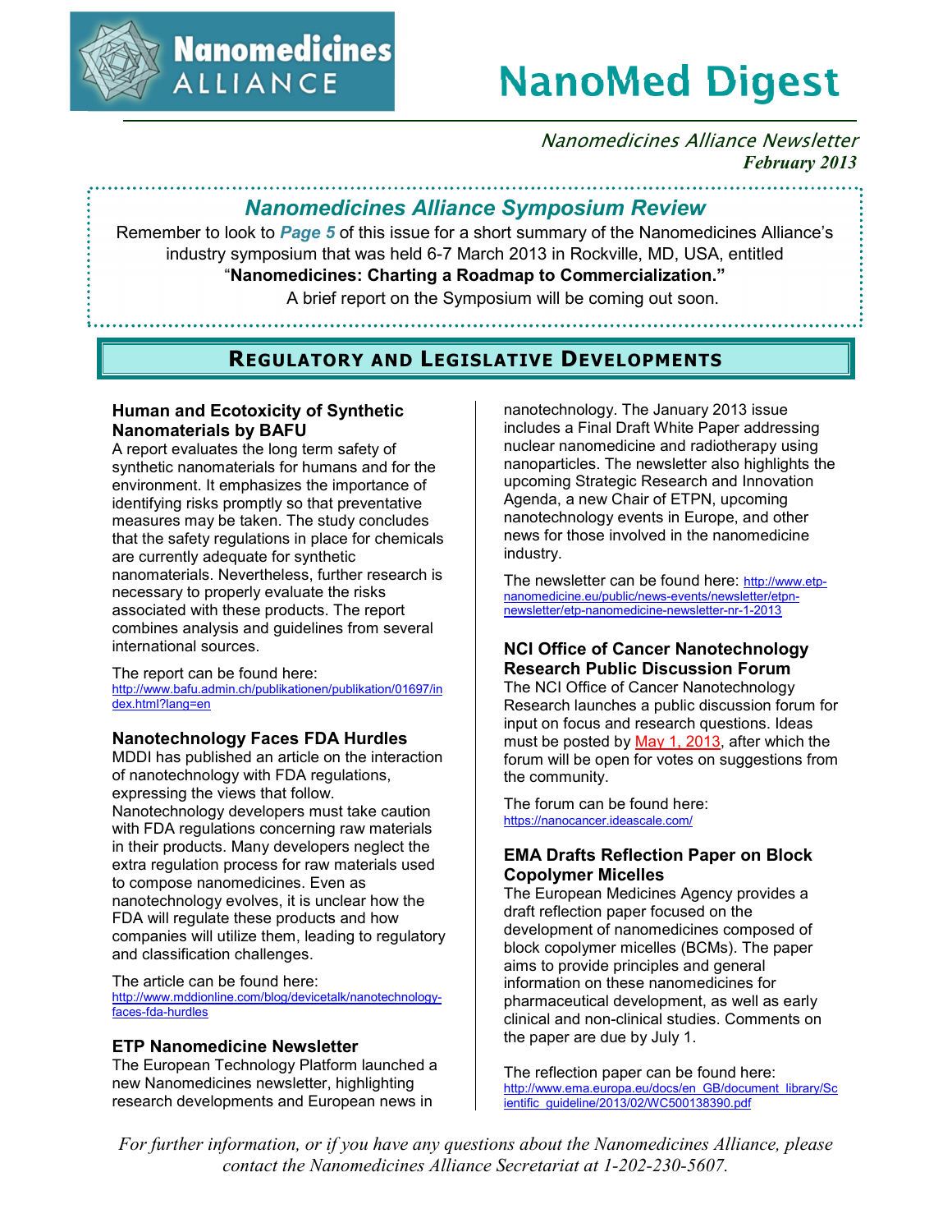# NanoMed Digest

*Nanomedicines Alliance Newsletter*
***February 2013***

## *Nanomedicines Alliance Symposium Review*

Remember to look to ***Page 5*** of this issue for a short summary of the Nanomedicines Alliance's industry symposium that was held 6-7 March 2013 in Rockville, MD, USA, entitled "**Nanomedicines: Charting a Roadmap to Commercialization.**"
A brief report on the Symposium will be coming out soon.

## Regulatory and Legislative Developments

### Human and Ecotoxicity of Synthetic Nanomaterials by BAFU

A report evaluates the long term safety of synthetic nanomaterials for humans and for the environment. It emphasizes the importance of identifying risks promptly so that preventative measures may be taken. The study concludes that the safety regulations in place for chemicals are currently adequate for synthetic nanomaterials. Nevertheless, further research is necessary to properly evaluate the risks associated with these products. The report combines analysis and guidelines from several international sources.

The report can be found here: http://www.bafu.admin.ch/publikationen/publikation/01697/index.html?lang=en

### Nanotechnology Faces FDA Hurdles

MDDI has published an article on the interaction of nanotechnology with FDA regulations, expressing the views that follow. Nanotechnology developers must take caution with FDA regulations concerning raw materials in their products. Many developers neglect the extra regulation process for raw materials used to compose nanomedicines. Even as nanotechnology evolves, it is unclear how the FDA will regulate these products and how companies will utilize them, leading to regulatory and classification challenges.

The article can be found here: http://www.mddionline.com/blog/devicetalk/nanotechnology-faces-fda-hurdles

### ETP Nanomedicine Newsletter

The European Technology Platform launched a new Nanomedicines newsletter, highlighting research developments and European news in nanotechnology. The January 2013 issue includes a Final Draft White Paper addressing nuclear nanomedicine and radiotherapy using nanoparticles. The newsletter also highlights the upcoming Strategic Research and Innovation Agenda, a new Chair of ETPN, upcoming nanotechnology events in Europe, and other news for those involved in the nanomedicine industry.

The newsletter can be found here: http://www.etp-nanomedicine.eu/public/news-events/newsletter/etpn-newsletter/etp-nanomedicine-newsletter-nr-1-2013

### NCI Office of Cancer Nanotechnology Research Public Discussion Forum

The NCI Office of Cancer Nanotechnology Research launches a public discussion forum for input on focus and research questions. Ideas must be posted by May 1, 2013, after which the forum will be open for votes on suggestions from the community.

The forum can be found here: https://nanocancer.ideascale.com/

### EMA Drafts Reflection Paper on Block Copolymer Micelles

The European Medicines Agency provides a draft reflection paper focused on the development of nanomedicines composed of block copolymer micelles (BCMs). The paper aims to provide principles and general information on these nanomedicines for pharmaceutical development, as well as early clinical and non-clinical studies. Comments on the paper are due by July 1.

The reflection paper can be found here: http://www.ema.europa.eu/docs/en_GB/document_library/Scientific_guideline/2013/02/WC500138390.pdf

*For further information, or if you have any questions about the Nanomedicines Alliance, please contact the Nanomedicines Alliance Secretariat at 1-202-230-5607.*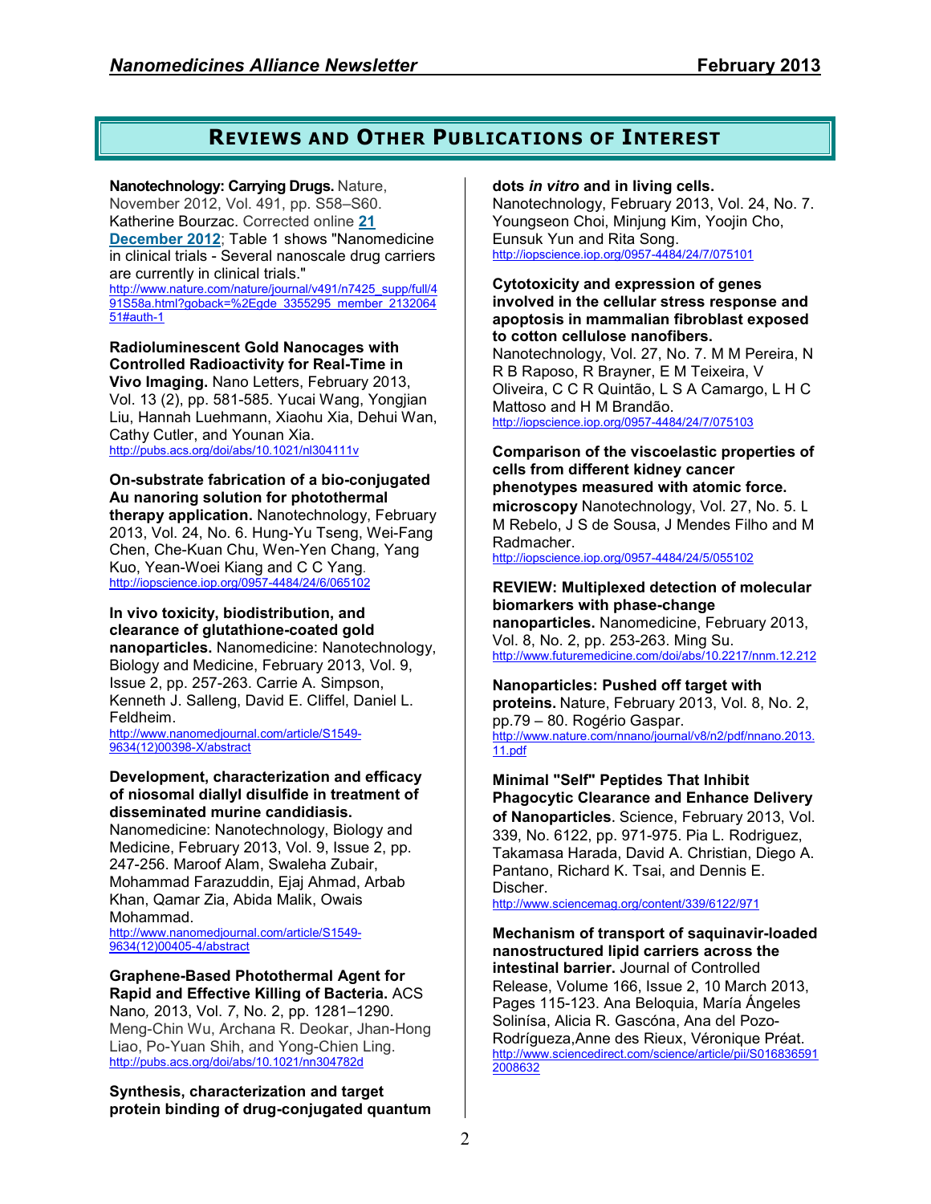## Reviews and Other Publications of Interest

**Nanotechnology: Carrying Drugs.** Nature, November 2012, Vol. 491, pp. S58–S60. Katherine Bourzac. Corrected online **21 December 2012**; Table 1 shows "Nanomedicine in clinical trials - Several nanoscale drug carriers are currently in clinical trials."
http://www.nature.com/nature/journal/v491/n7425_supp/full/491S58a.html?goback=%2Egde_3355295_member_213206451#auth-1

**Radioluminescent Gold Nanocages with Controlled Radioactivity for Real-Time in Vivo Imaging.** Nano Letters, February 2013, Vol. 13 (2), pp. 581-585. Yucai Wang, Yongjian Liu, Hannah Luehmann, Xiaohu Xia, Dehui Wan, Cathy Cutler, and Younan Xia.
http://pubs.acs.org/doi/abs/10.1021/nl304111v

**On-substrate fabrication of a bio-conjugated Au nanoring solution for photothermal therapy application.** Nanotechnology, February 2013, Vol. 24, No. 6. Hung-Yu Tseng, Wei-Fang Chen, Che-Kuan Chu, Wen-Yen Chang, Yang Kuo, Yean-Woei Kiang and C C Yang.
http://iopscience.iop.org/0957-4484/24/6/065102

**In vivo toxicity, biodistribution, and clearance of glutathione-coated gold nanoparticles.** Nanomedicine: Nanotechnology, Biology and Medicine, February 2013, Vol. 9, Issue 2, pp. 257-263. Carrie A. Simpson, Kenneth J. Salleng, David E. Cliffel, Daniel L. Feldheim.
http://www.nanomedjournal.com/article/S1549-9634(12)00398-X/abstract

**Development, characterization and efficacy of niosomal diallyl disulfide in treatment of disseminated murine candidiasis.** Nanomedicine: Nanotechnology, Biology and Medicine, February 2013, Vol. 9, Issue 2, pp. 247-256. Maroof Alam, Swaleha Zubair, Mohammad Farazuddin, Ejaj Ahmad, Arbab Khan, Qamar Zia, Abida Malik, Owais Mohammad.
http://www.nanomedjournal.com/article/S1549-9634(12)00405-4/abstract

**Graphene-Based Photothermal Agent for Rapid and Effective Killing of Bacteria.** ACS Nano*,* 2013, Vol. 7, No. 2, pp. 1281–1290. Meng-Chin Wu, Archana R. Deokar, Jhan-Hong Liao, Po-Yuan Shih, and Yong-Chien Ling.
http://pubs.acs.org/doi/abs/10.1021/nn304782d

**Synthesis, characterization and target protein binding of drug-conjugated quantum dots *in vitro* and in living cells.** Nanotechnology, February 2013, Vol. 24, No. 7. Youngseon Choi, Minjung Kim, Yoojin Cho, Eunsuk Yun and Rita Song.
http://iopscience.iop.org/0957-4484/24/7/075101

**Cytotoxicity and expression of genes involved in the cellular stress response and apoptosis in mammalian fibroblast exposed to cotton cellulose nanofibers.** Nanotechnology, Vol. 27, No. 7. M M Pereira, N R B Raposo, R Brayner, E M Teixeira, V Oliveira, C C R Quintão, L S A Camargo, L H C Mattoso and H M Brandão.
http://iopscience.iop.org/0957-4484/24/7/075103

**Comparison of the viscoelastic properties of cells from different kidney cancer phenotypes measured with atomic force. microscopy** Nanotechnology, Vol. 27, No. 5. L M Rebelo, J S de Sousa, J Mendes Filho and M Radmacher.
http://iopscience.iop.org/0957-4484/24/5/055102

**REVIEW: Multiplexed detection of molecular biomarkers with phase-change nanoparticles.** Nanomedicine, February 2013, Vol. 8, No. 2, pp. 253-263. Ming Su.
http://www.futuremedicine.com/doi/abs/10.2217/nnm.12.212

**Nanoparticles: Pushed off target with proteins.** Nature, February 2013, Vol. 8, No. 2, pp.79 – 80. Rogério Gaspar.
http://www.nature.com/nnano/journal/v8/n2/pdf/nnano.2013.11.pdf

**Minimal "Self" Peptides That Inhibit Phagocytic Clearance and Enhance Delivery of Nanoparticles**. Science, February 2013, Vol. 339, No. 6122, pp. 971-975. Pia L. Rodriguez, Takamasa Harada, David A. Christian, Diego A. Pantano, Richard K. Tsai, and Dennis E. Discher.
http://www.sciencemag.org/content/339/6122/971

**Mechanism of transport of saquinavir-loaded nanostructured lipid carriers across the intestinal barrier.** Journal of Controlled Release, Volume 166, Issue 2, 10 March 2013, Pages 115-123. Ana Beloquia, María Ángeles Solinísa, Alicia R. Gascóna, Ana del Pozo-Rodrígueza,Anne des Rieux, Véronique Préat.
http://www.sciencedirect.com/science/article/pii/S0168365912008632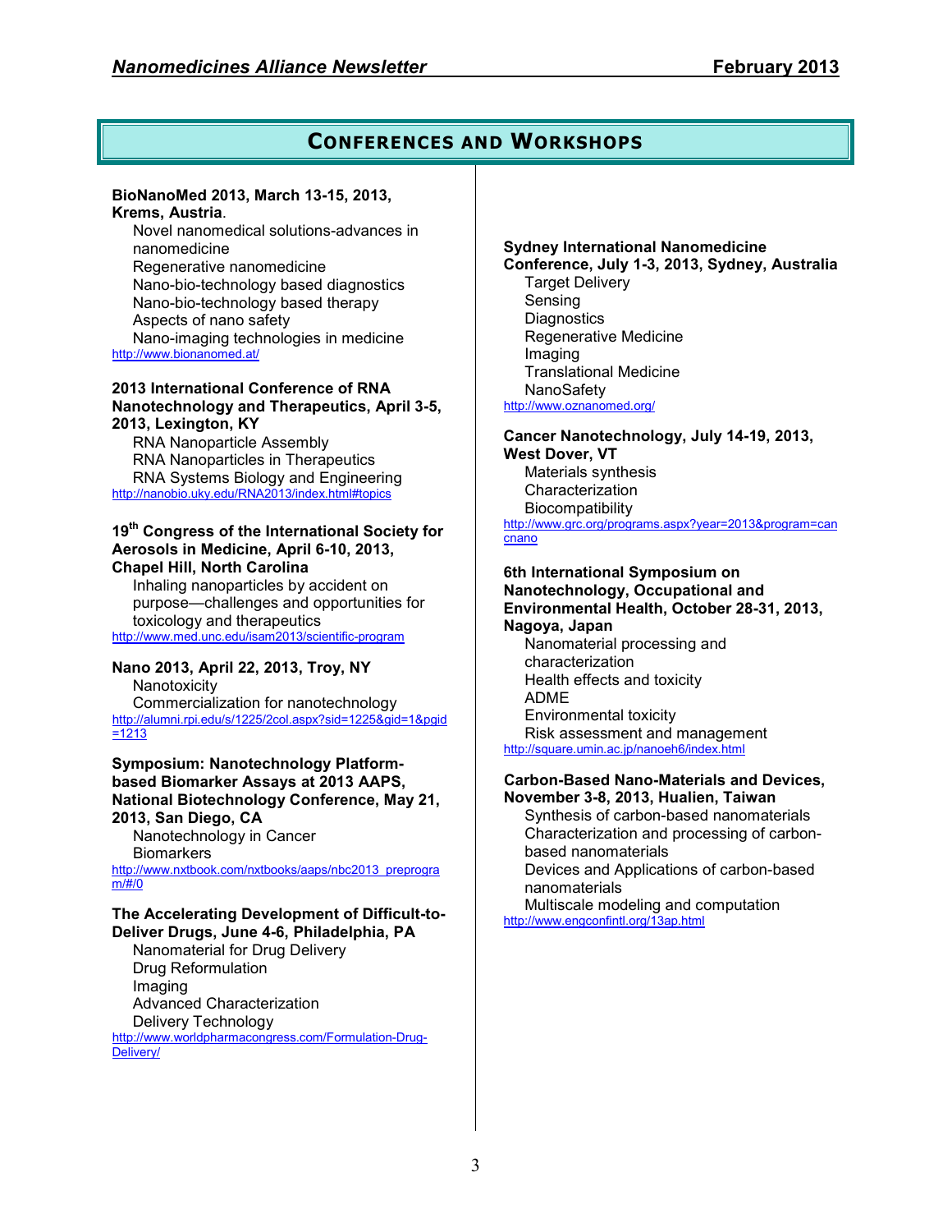## Conferences and Workshops

**BioNanoMed 2013, March 13-15, 2013, Krems, Austria**.

- Novel nanomedical solutions-advances in nanomedicine
- Regenerative nanomedicine
- Nano-bio-technology based diagnostics
- Nano-bio-technology based therapy
- Aspects of nano safety
- Nano-imaging technologies in medicine

http://www.bionanomed.at/

**2013 International Conference of RNA Nanotechnology and Therapeutics, April 3-5, 2013, Lexington, KY**

- RNA Nanoparticle Assembly
- RNA Nanoparticles in Therapeutics
- RNA Systems Biology and Engineering

http://nanobio.uky.edu/RNA2013/index.html#topics

**19th Congress of the International Society for Aerosols in Medicine, April 6-10, 2013, Chapel Hill, North Carolina**

- Inhaling nanoparticles by accident on purpose—challenges and opportunities for toxicology and therapeutics

http://www.med.unc.edu/isam2013/scientific-program

**Nano 2013, April 22, 2013, Troy, NY**

- Nanotoxicity
- Commercialization for nanotechnology

http://alumni.rpi.edu/s/1225/2col.aspx?sid=1225&gid=1&pgid=1213

**Symposium: Nanotechnology Platform-based Biomarker Assays at 2013 AAPS, National Biotechnology Conference, May 21, 2013, San Diego, CA**

- Nanotechnology in Cancer
- Biomarkers

http://www.nxtbook.com/nxtbooks/aaps/nbc2013_preprogram/#/0

**The Accelerating Development of Difficult-to-Deliver Drugs, June 4-6, Philadelphia, PA**

- Nanomaterial for Drug Delivery
- Drug Reformulation
- Imaging
- Advanced Characterization
- Delivery Technology

http://www.worldpharmacongress.com/Formulation-Drug-Delivery/

**Sydney International Nanomedicine Conference, July 1-3, 2013, Sydney, Australia**

- Target Delivery
- Sensing
- Diagnostics
- Regenerative Medicine
- Imaging
- Translational Medicine
- NanoSafety

http://www.oznanomed.org/

**Cancer Nanotechnology, July 14-19, 2013, West Dover, VT**

- Materials synthesis
- Characterization
- Biocompatibility

http://www.grc.org/programs.aspx?year=2013&program=cancnano

**6th International Symposium on Nanotechnology, Occupational and Environmental Health, October 28-31, 2013, Nagoya, Japan**

- Nanomaterial processing and characterization
- Health effects and toxicity
- ADME
- Environmental toxicity
- Risk assessment and management

http://square.umin.ac.jp/nanoeh6/index.html

**Carbon-Based Nano-Materials and Devices, November 3-8, 2013, Hualien, Taiwan**

- Synthesis of carbon-based nanomaterials
- Characterization and processing of carbon-based nanomaterials
- Devices and Applications of carbon-based nanomaterials
- Multiscale modeling and computation

http://www.engconfintl.org/13ap.html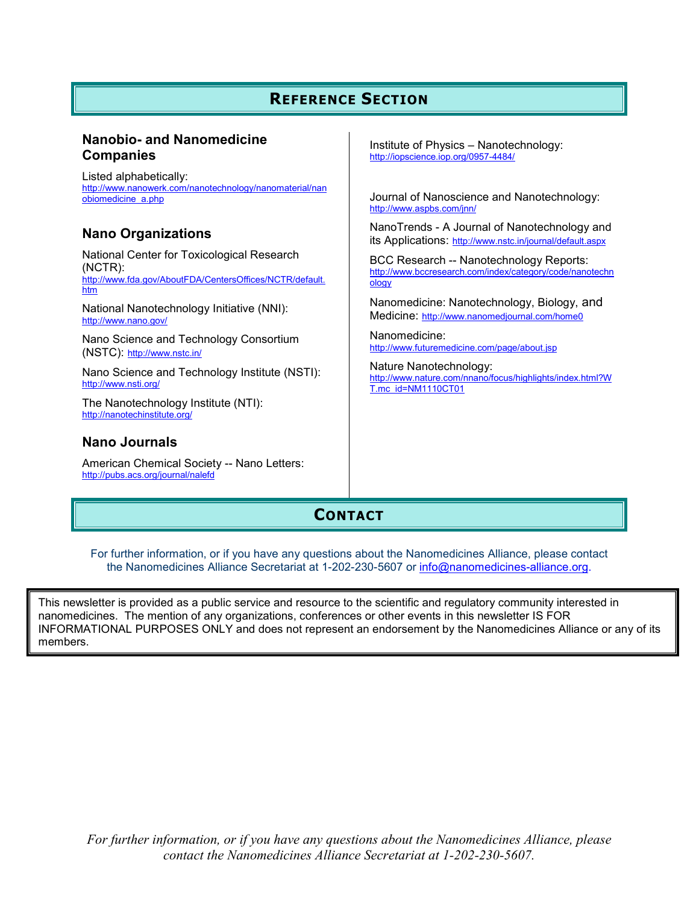## Reference Section

### Nanobio- and Nanomedicine Companies

Listed alphabetically:
http://www.nanowerk.com/nanotechnology/nanomaterial/nanobiomedicine_a.php

### Nano Organizations

National Center for Toxicological Research (NCTR):
http://www.fda.gov/AboutFDA/CentersOffices/NCTR/default.htm

National Nanotechnology Initiative (NNI):
http://www.nano.gov/

Nano Science and Technology Consortium (NSTC): http://www.nstc.in/

Nano Science and Technology Institute (NSTI):
http://www.nsti.org/

The Nanotechnology Institute (NTI):
http://nanotechinstitute.org/

### Nano Journals

American Chemical Society -- Nano Letters:
http://pubs.acs.org/journal/nalefd

Institute of Physics – Nanotechnology:
http://iopscience.iop.org/0957-4484/

Journal of Nanoscience and Nanotechnology:
http://www.aspbs.com/jnn/

NanoTrends - A Journal of Nanotechnology and its Applications: http://www.nstc.in/journal/default.aspx

BCC Research -- Nanotechnology Reports:
http://www.bccresearch.com/index/category/code/nanotechnology

Nanomedicine: Nanotechnology, Biology, and Medicine: http://www.nanomedjournal.com/home0

Nanomedicine:
http://www.futuremedicine.com/page/about.jsp

Nature Nanotechnology:
http://www.nature.com/nnano/focus/highlights/index.html?WT.mc_id=NM1110CT01

## Contact

For further information, or if you have any questions about the Nanomedicines Alliance, please contact the Nanomedicines Alliance Secretariat at 1-202-230-5607 or info@nanomedicines-alliance.org.

This newsletter is provided as a public service and resource to the scientific and regulatory community interested in nanomedicines. The mention of any organizations, conferences or other events in this newsletter IS FOR INFORMATIONAL PURPOSES ONLY and does not represent an endorsement by the Nanomedicines Alliance or any of its members.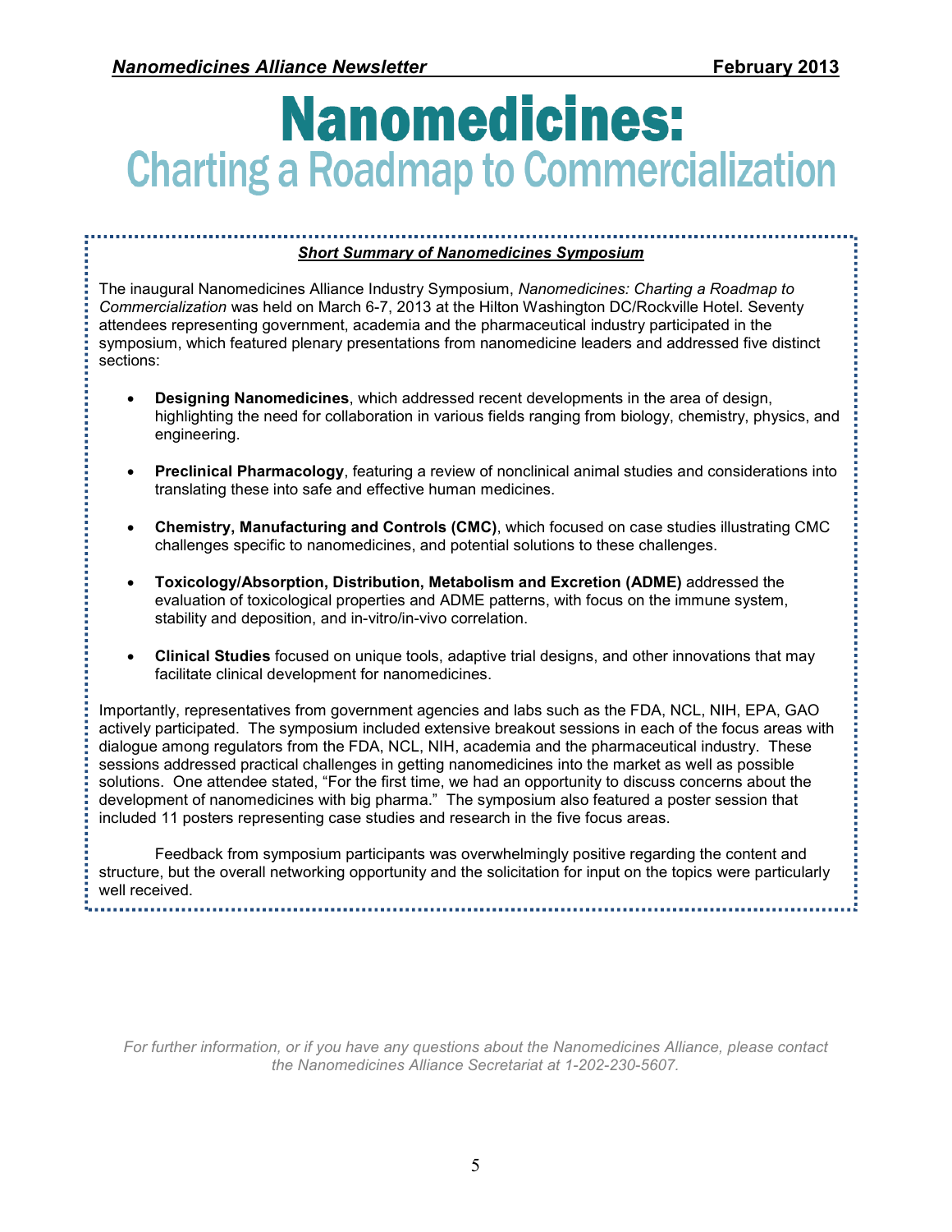# Nanomedicines:

## Charting a Roadmap to Commercialization

***Short Summary of Nanomedicines Symposium***

The inaugural Nanomedicines Alliance Industry Symposium, *Nanomedicines: Charting a Roadmap to Commercialization* was held on March 6-7, 2013 at the Hilton Washington DC/Rockville Hotel. Seventy attendees representing government, academia and the pharmaceutical industry participated in the symposium, which featured plenary presentations from nanomedicine leaders and addressed five distinct sections:

- **Designing Nanomedicines**, which addressed recent developments in the area of design, highlighting the need for collaboration in various fields ranging from biology, chemistry, physics, and engineering.
- **Preclinical Pharmacology**, featuring a review of nonclinical animal studies and considerations into translating these into safe and effective human medicines.
- **Chemistry, Manufacturing and Controls (CMC)**, which focused on case studies illustrating CMC challenges specific to nanomedicines, and potential solutions to these challenges.
- **Toxicology/Absorption, Distribution, Metabolism and Excretion (ADME)** addressed the evaluation of toxicological properties and ADME patterns, with focus on the immune system, stability and deposition, and in-vitro/in-vivo correlation.
- **Clinical Studies** focused on unique tools, adaptive trial designs, and other innovations that may facilitate clinical development for nanomedicines.

Importantly, representatives from government agencies and labs such as the FDA, NCL, NIH, EPA, GAO actively participated. The symposium included extensive breakout sessions in each of the focus areas with dialogue among regulators from the FDA, NCL, NIH, academia and the pharmaceutical industry. These sessions addressed practical challenges in getting nanomedicines into the market as well as possible solutions. One attendee stated, "For the first time, we had an opportunity to discuss concerns about the development of nanomedicines with big pharma." The symposium also featured a poster session that included 11 posters representing case studies and research in the five focus areas.

Feedback from symposium participants was overwhelmingly positive regarding the content and structure, but the overall networking opportunity and the solicitation for input on the topics were particularly well received.

*For further information, or if you have any questions about the Nanomedicines Alliance, please contact the Nanomedicines Alliance Secretariat at 1-202-230-5607.*